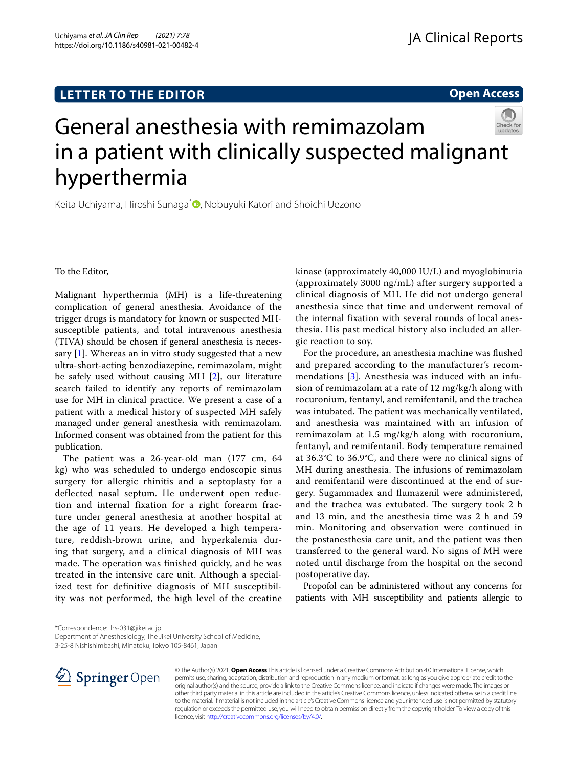LETTER TO THE EDITOR

Open Access

# General anesthesia with remimazolam in a patient with clinically suspected malignant hyperthermia

Keita Uchiyama, Hiroshi Sunaga*, Nobuyuki Katori and Shoichi Uezono

To the Editor,

Malignant hyperthermia (MH) is a life-threatening complication of general anesthesia. Avoidance of the trigger drugs is mandatory for known or suspected MH-susceptible patients, and total intravenous anesthesia (TIVA) should be chosen if general anesthesia is necessary [1]. Whereas an in vitro study suggested that a new ultra-short-acting benzodiazepine, remimazolam, might be safely used without causing MH [2], our literature search failed to identify any reports of remimazolam use for MH in clinical practice. We present a case of a patient with a medical history of suspected MH safely managed under general anesthesia with remimazolam. Informed consent was obtained from the patient for this publication.

The patient was a 26-year-old man (177 cm, 64 kg) who was scheduled to undergo endoscopic sinus surgery for allergic rhinitis and a septoplasty for a deflected nasal septum. He underwent open reduction and internal fixation for a right forearm fracture under general anesthesia at another hospital at the age of 11 years. He developed a high temperature, reddish-brown urine, and hyperkalemia during that surgery, and a clinical diagnosis of MH was made. The operation was finished quickly, and he was treated in the intensive care unit. Although a specialized test for definitive diagnosis of MH susceptibility was not performed, the high level of the creatine kinase (approximately 40,000 IU/L) and myoglobinuria (approximately 3000 ng/mL) after surgery supported a clinical diagnosis of MH. He did not undergo general anesthesia since that time and underwent removal of the internal fixation with several rounds of local anesthesia. His past medical history also included an allergic reaction to soy.

For the procedure, an anesthesia machine was flushed and prepared according to the manufacturer's recommendations [3]. Anesthesia was induced with an infusion of remimazolam at a rate of 12 mg/kg/h along with rocuronium, fentanyl, and remifentanil, and the trachea was intubated. The patient was mechanically ventilated, and anesthesia was maintained with an infusion of remimazolam at 1.5 mg/kg/h along with rocuronium, fentanyl, and remifentanil. Body temperature remained at 36.3°C to 36.9°C, and there were no clinical signs of MH during anesthesia. The infusions of remimazolam and remifentanil were discontinued at the end of surgery. Sugammadex and flumazenil were administered, and the trachea was extubated. The surgery took 2 h and 13 min, and the anesthesia time was 2 h and 59 min. Monitoring and observation were continued in the postanesthesia care unit, and the patient was then transferred to the general ward. No signs of MH were noted until discharge from the hospital on the second postoperative day.

Propofol can be administered without any concerns for patients with MH susceptibility and patients allergic to

*Correspondence: hs-031@jikei.ac.jp
Department of Anesthesiology, The Jikei University School of Medicine, 3-25-8 Nishishimbashi, Minatoku, Tokyo 105-8461, Japan

© The Author(s) 2021. **Open Access** This article is licensed under a Creative Commons Attribution 4.0 International License, which permits use, sharing, adaptation, distribution and reproduction in any medium or format, as long as you give appropriate credit to the original author(s) and the source, provide a link to the Creative Commons licence, and indicate if changes were made. The images or other third party material in this article are included in the article's Creative Commons licence, unless indicated otherwise in a credit line to the material. If material is not included in the article's Creative Commons licence and your intended use is not permitted by statutory regulation or exceeds the permitted use, you will need to obtain permission directly from the copyright holder. To view a copy of this licence, visit http://creativecommons.org/licenses/by/4.0/.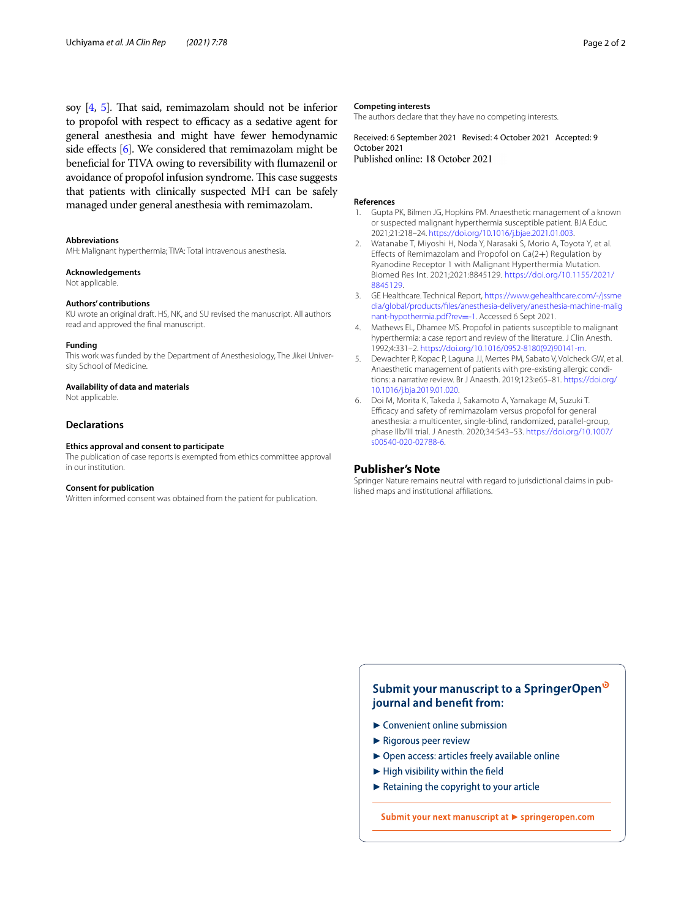soy [4, 5]. That said, remimazolam should not be inferior to propofol with respect to efficacy as a sedative agent for general anesthesia and might have fewer hemodynamic side effects [6]. We considered that remimazolam might be beneficial for TIVA owing to reversibility with flumazenil or avoidance of propofol infusion syndrome. This case suggests that patients with clinically suspected MH can be safely managed under general anesthesia with remimazolam.

#### Abbreviations
MH: Malignant hyperthermia; TIVA: Total intravenous anesthesia.

#### Acknowledgements
Not applicable.

#### Authors' contributions
KU wrote an original draft. HS, NK, and SU revised the manuscript. All authors read and approved the final manuscript.

#### Funding
This work was funded by the Department of Anesthesiology, The Jikei University School of Medicine.

#### Availability of data and materials
Not applicable.

### Declarations

#### Ethics approval and consent to participate
The publication of case reports is exempted from ethics committee approval in our institution.

#### Consent for publication
Written informed consent was obtained from the patient for publication.

#### Competing interests
The authors declare that they have no competing interests.

Received: 6 September 2021 Revised: 4 October 2021 Accepted: 9 October 2021
Published online: 18 October 2021

#### References
1. Gupta PK, Bilmen JG, Hopkins PM. Anaesthetic management of a known or suspected malignant hyperthermia susceptible patient. BJA Educ. 2021;21:218–24. https://doi.org/10.1016/j.bjae.2021.01.003.
2. Watanabe T, Miyoshi H, Noda Y, Narasaki S, Morio A, Toyota Y, et al. Effects of Remimazolam and Propofol on Ca(2+) Regulation by Ryanodine Receptor 1 with Malignant Hyperthermia Mutation. Biomed Res Int. 2021;2021:8845129. https://doi.org/10.1155/2021/8845129.
3. GE Healthcare. Technical Report, https://www.gehealthcare.com/-/jssmedia/global/products/files/anesthesia-delivery/anesthesia-machine-malignant-hypothermia.pdf?rev=-1. Accessed 6 Sept 2021.
4. Mathews EL, Dhamee MS. Propofol in patients susceptible to malignant hyperthermia: a case report and review of the literature. J Clin Anesth. 1992;4:331–2. https://doi.org/10.1016/0952-8180(92)90141-m.
5. Dewachter P, Kopac P, Laguna JJ, Mertes PM, Sabato V, Volcheck GW, et al. Anaesthetic management of patients with pre-existing allergic conditions: a narrative review. Br J Anaesth. 2019;123:e65–81. https://doi.org/10.1016/j.bja.2019.01.020.
6. Doi M, Morita K, Takeda J, Sakamoto A, Yamakage M, Suzuki T. Efficacy and safety of remimazolam versus propofol for general anesthesia: a multicenter, single-blind, randomized, parallel-group, phase IIb/III trial. J Anesth. 2020;34:543–53. https://doi.org/10.1007/s00540-020-02788-6.

### Publisher's Note
Springer Nature remains neutral with regard to jurisdictional claims in published maps and institutional affiliations.

**Submit your manuscript to a SpringerOpen journal and benefit from:**

- ► Convenient online submission
- ► Rigorous peer review
- ► Open access: articles freely available online
- ► High visibility within the field
- ► Retaining the copyright to your article

**Submit your next manuscript at ► springeropen.com**